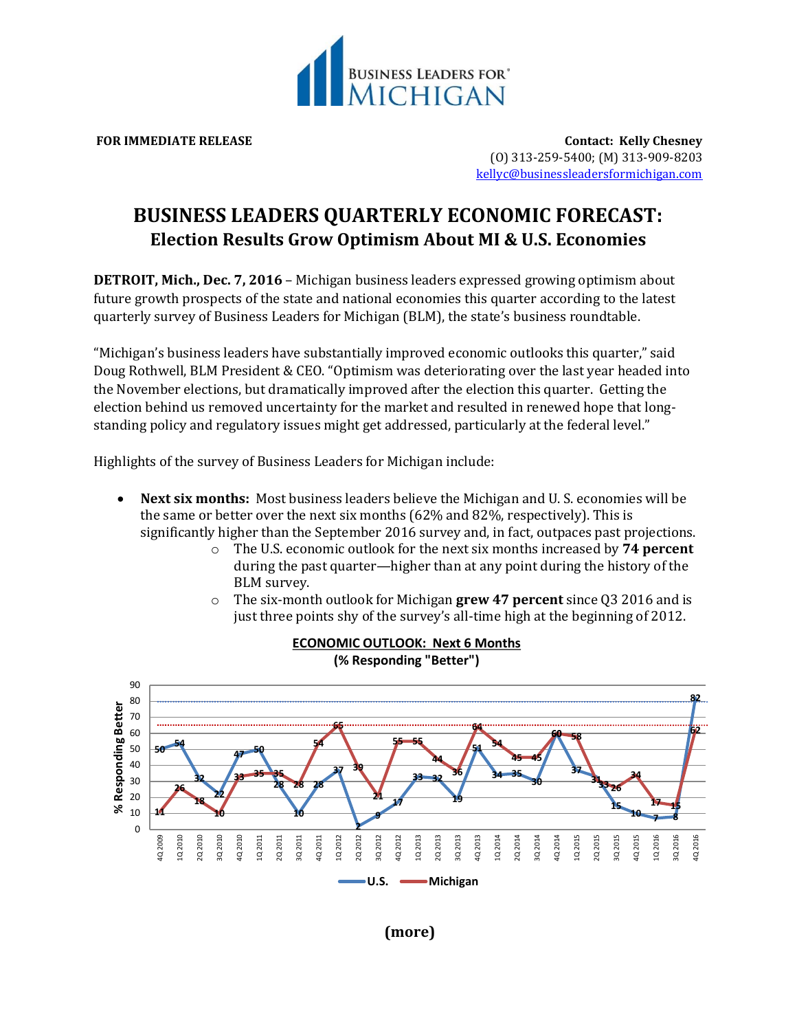BUSINESS LEADERS FOR® MICHIGAN

**FOR IMMEDIATE RELEASE**

**Contact: Kelly Chesney**
(O) 313-259-5400; (M) 313-909-8203
kellyc@businessleadersformichigan.com

# BUSINESS LEADERS QUARTERLY ECONOMIC FORECAST:

## Election Results Grow Optimism About MI & U.S. Economies

**DETROIT, Mich., Dec. 7, 2016** – Michigan business leaders expressed growing optimism about future growth prospects of the state and national economies this quarter according to the latest quarterly survey of Business Leaders for Michigan (BLM), the state's business roundtable.

"Michigan's business leaders have substantially improved economic outlooks this quarter," said Doug Rothwell, BLM President & CEO. "Optimism was deteriorating over the last year headed into the November elections, but dramatically improved after the election this quarter. Getting the election behind us removed uncertainty for the market and resulted in renewed hope that long-standing policy and regulatory issues might get addressed, particularly at the federal level."

Highlights of the survey of Business Leaders for Michigan include:

- **Next six months:** Most business leaders believe the Michigan and U. S. economies will be the same or better over the next six months (62% and 82%, respectively). This is significantly higher than the September 2016 survey and, in fact, outpaces past projections.
  - The U.S. economic outlook for the next six months increased by **74 percent** during the past quarter—higher than at any point during the history of the BLM survey.
  - The six-month outlook for Michigan **grew 47 percent** since Q3 2016 and is just three points shy of the survey's all-time high at the beginning of 2012.

**ECONOMIC OUTLOOK: Next 6 Months**
**(% Responding "Better")**

| Quarter | U.S. | Michigan |
|---|---|---|
| 4Q 2009 | 50 | 11 |
| 1Q 2010 | 54 | 26 |
| 2Q 2010 | 32 | 18 |
| 3Q 2010 | 22 | 10 |
| 4Q 2010 | 47 | 33 |
| 1Q 2011 | 50 | 35 |
| 2Q 2011 | 28 | 35 |
| 3Q 2011 | 10 | 28 |
| 4Q 2011 | 28 | 54 |
| 1Q 2012 | 37 | 65 |
| 2Q 2012 | 2 | 39 |
| 3Q 2012 | 9 | 21 |
| 4Q 2012 | 17 | 55 |
| 1Q 2013 | 33 | 55 |
| 2Q 2013 | 32 | 44 |
| 3Q 2013 | 19 | 36 |
| 4Q 2013 | 51 | 64 |
| 1Q 2014 | 34 | 54 |
| 2Q 2014 | 35 | 45 |
| 3Q 2014 | 30 | 45 |
| 4Q 2014 | 60 | 60 |
| 1Q 2015 | 37 | 58 |
| 2Q 2015 | 33 | 31 |
| 3Q 2015 | 15 | 26 |
| 4Q 2015 | 10 | 34 |
| 1Q 2016 | 7 | 17 |
| 3Q 2016 | 8 | 15 |
| 4Q 2016 | 82 | 62 |

**(more)**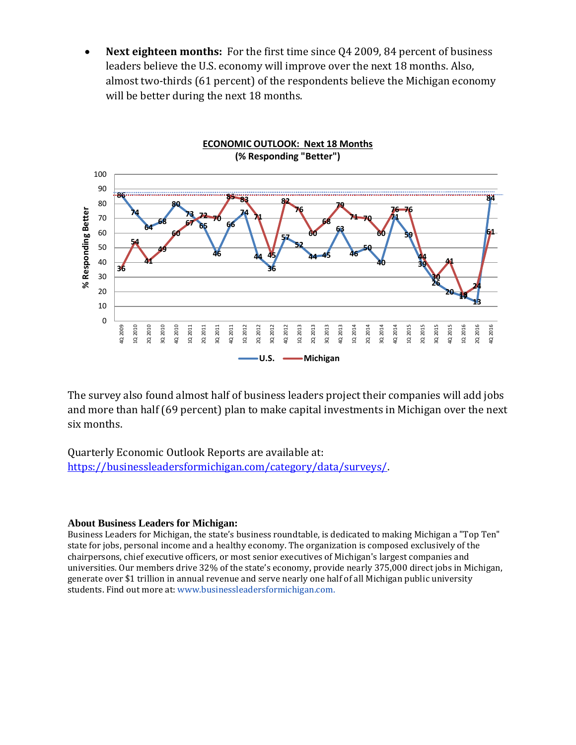- **Next eighteen months:** For the first time since Q4 2009, 84 percent of business leaders believe the U.S. economy will improve over the next 18 months. Also, almost two-thirds (61 percent) of the respondents believe the Michigan economy will be better during the next 18 months.

**ECONOMIC OUTLOOK: Next 18 Months**
**(% Responding "Better")**

% Responding Better

0
10
20
30
40
50
60
70
80
90
100

4Q 2009
1Q 2010
2Q 2010
3Q 2010
4Q 2010
1Q 2011
2Q 2011
3Q 2011
4Q 2011
1Q 2012
2Q 2012
3Q 2012
4Q 2012
1Q 2013
2Q 2013
3Q 2013
4Q 2013
1Q 2014
2Q 2014
3Q 2014
4Q 2014
1Q 2015
2Q 2015
3Q 2015
4Q 2015
1Q 2016
2Q 2016
4Q 2016

U.S.
Michigan

86
74
64
68
80
73
65
46
66
74
44
36
57
52
44
45
63
46
50
40
71
59
39
26
20
17
13
84

36
54
41
49
60
67
72
70
85
83
71
45
82
76
60
68
79
71
70
60
76
76
44
30
41
18
24
61

The survey also found almost half of business leaders project their companies will add jobs and more than half (69 percent) plan to make capital investments in Michigan over the next six months.

Quarterly Economic Outlook Reports are available at:
https://businessleadersformichigan.com/category/data/surveys/.

**About Business Leaders for Michigan:**

Business Leaders for Michigan, the state's business roundtable, is dedicated to making Michigan a "Top Ten" state for jobs, personal income and a healthy economy. The organization is composed exclusively of the chairpersons, chief executive officers, or most senior executives of Michigan's largest companies and universities. Our members drive 32% of the state's economy, provide nearly 375,000 direct jobs in Michigan, generate over $1 trillion in annual revenue and serve nearly one half of all Michigan public university students. Find out more at: www.businessleadersformichigan.com.